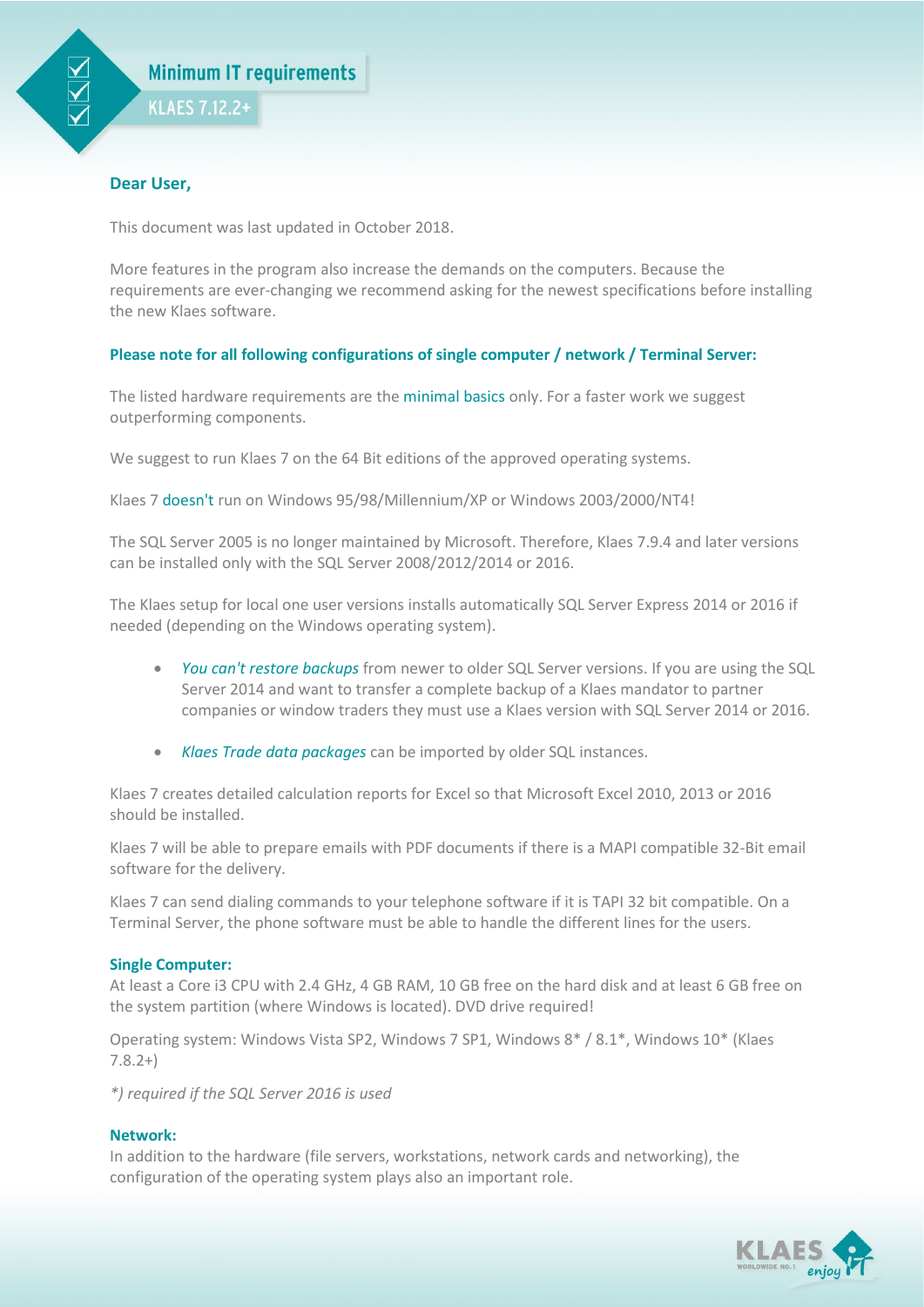# Minimum IT requirements

## KLAES 7.12.2+

**Dear User,**

This document was last updated in October 2018.

More features in the program also increase the demands on the computers. Because the requirements are ever-changing we recommend asking for the newest specifications before installing the new Klaes software.

**Please note for all following configurations of single computer / network / Terminal Server:**

The listed hardware requirements are the minimal basics only. For a faster work we suggest outperforming components.

We suggest to run Klaes 7 on the 64 Bit editions of the approved operating systems.

Klaes 7 doesn't run on Windows 95/98/Millennium/XP or Windows 2003/2000/NT4!

The SQL Server 2005 is no longer maintained by Microsoft. Therefore, Klaes 7.9.4 and later versions can be installed only with the SQL Server 2008/2012/2014 or 2016.

The Klaes setup for local one user versions installs automatically SQL Server Express 2014 or 2016 if needed (depending on the Windows operating system).

- *You can't restore backups* from newer to older SQL Server versions. If you are using the SQL Server 2014 and want to transfer a complete backup of a Klaes mandator to partner companies or window traders they must use a Klaes version with SQL Server 2014 or 2016.
- *Klaes Trade data packages* can be imported by older SQL instances.

Klaes 7 creates detailed calculation reports for Excel so that Microsoft Excel 2010, 2013 or 2016 should be installed.

Klaes 7 will be able to prepare emails with PDF documents if there is a MAPI compatible 32-Bit email software for the delivery.

Klaes 7 can send dialing commands to your telephone software if it is TAPI 32 bit compatible. On a Terminal Server, the phone software must be able to handle the different lines for the users.

**Single Computer:**
At least a Core i3 CPU with 2.4 GHz, 4 GB RAM, 10 GB free on the hard disk and at least 6 GB free on the system partition (where Windows is located). DVD drive required!

Operating system: Windows Vista SP2, Windows 7 SP1, Windows 8* / 8.1*, Windows 10* (Klaes 7.8.2+)

*\*) required if the SQL Server 2016 is used*

**Network:**
In addition to the hardware (file servers, workstations, network cards and networking), the configuration of the operating system plays also an important role.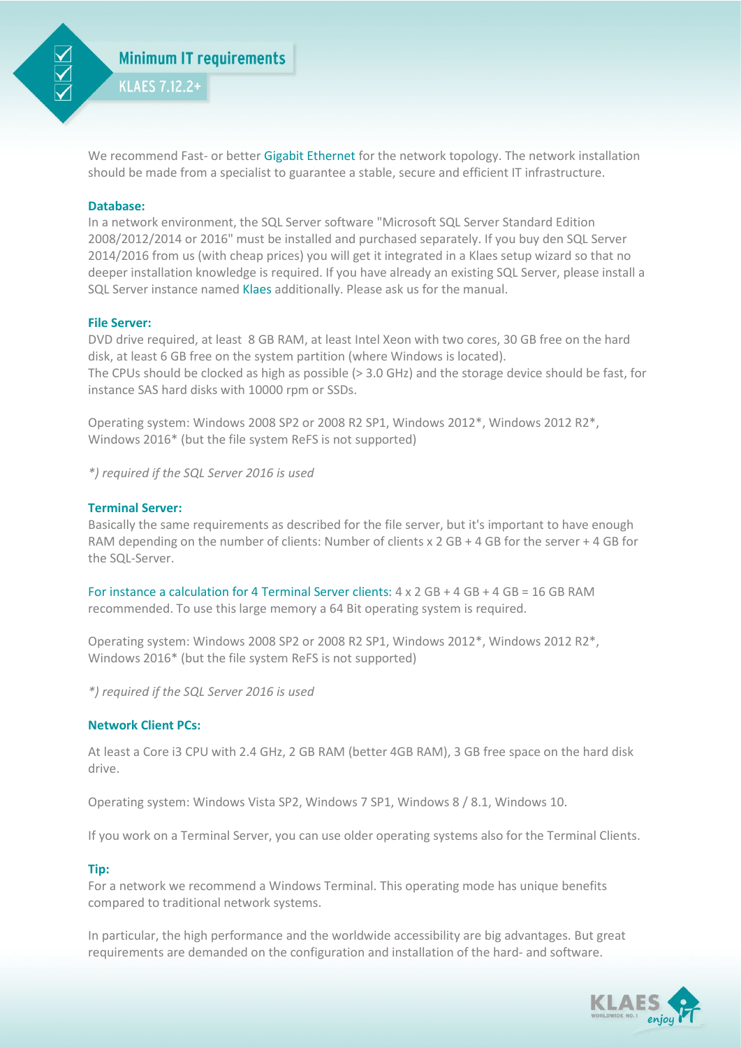## Minimum IT requirements

### KLAES 7.12.2+

We recommend Fast- or better Gigabit Ethernet for the network topology. The network installation should be made from a specialist to guarantee a stable, secure and efficient IT infrastructure.

**Database:**
In a network environment, the SQL Server software "Microsoft SQL Server Standard Edition 2008/2012/2014 or 2016" must be installed and purchased separately. If you buy den SQL Server 2014/2016 from us (with cheap prices) you will get it integrated in a Klaes setup wizard so that no deeper installation knowledge is required. If you have already an existing SQL Server, please install a SQL Server instance named Klaes additionally. Please ask us for the manual.

**File Server:**
DVD drive required, at least 8 GB RAM, at least Intel Xeon with two cores, 30 GB free on the hard disk, at least 6 GB free on the system partition (where Windows is located).
The CPUs should be clocked as high as possible (> 3.0 GHz) and the storage device should be fast, for instance SAS hard disks with 10000 rpm or SSDs.

Operating system: Windows 2008 SP2 or 2008 R2 SP1, Windows 2012*, Windows 2012 R2*, Windows 2016* (but the file system ReFS is not supported)

*\*) required if the SQL Server 2016 is used*

**Terminal Server:**
Basically the same requirements as described for the file server, but it's important to have enough RAM depending on the number of clients: Number of clients x 2 GB + 4 GB for the server + 4 GB for the SQL-Server.

For instance a calculation for 4 Terminal Server clients: 4 x 2 GB + 4 GB + 4 GB = 16 GB RAM recommended. To use this large memory a 64 Bit operating system is required.

Operating system: Windows 2008 SP2 or 2008 R2 SP1, Windows 2012*, Windows 2012 R2*, Windows 2016* (but the file system ReFS is not supported)

*\*) required if the SQL Server 2016 is used*

**Network Client PCs:**

At least a Core i3 CPU with 2.4 GHz, 2 GB RAM (better 4GB RAM), 3 GB free space on the hard disk drive.

Operating system: Windows Vista SP2, Windows 7 SP1, Windows 8 / 8.1, Windows 10.

If you work on a Terminal Server, you can use older operating systems also for the Terminal Clients.

**Tip:**
For a network we recommend a Windows Terminal. This operating mode has unique benefits compared to traditional network systems.

In particular, the high performance and the worldwide accessibility are big advantages. But great requirements are demanded on the configuration and installation of the hard- and software.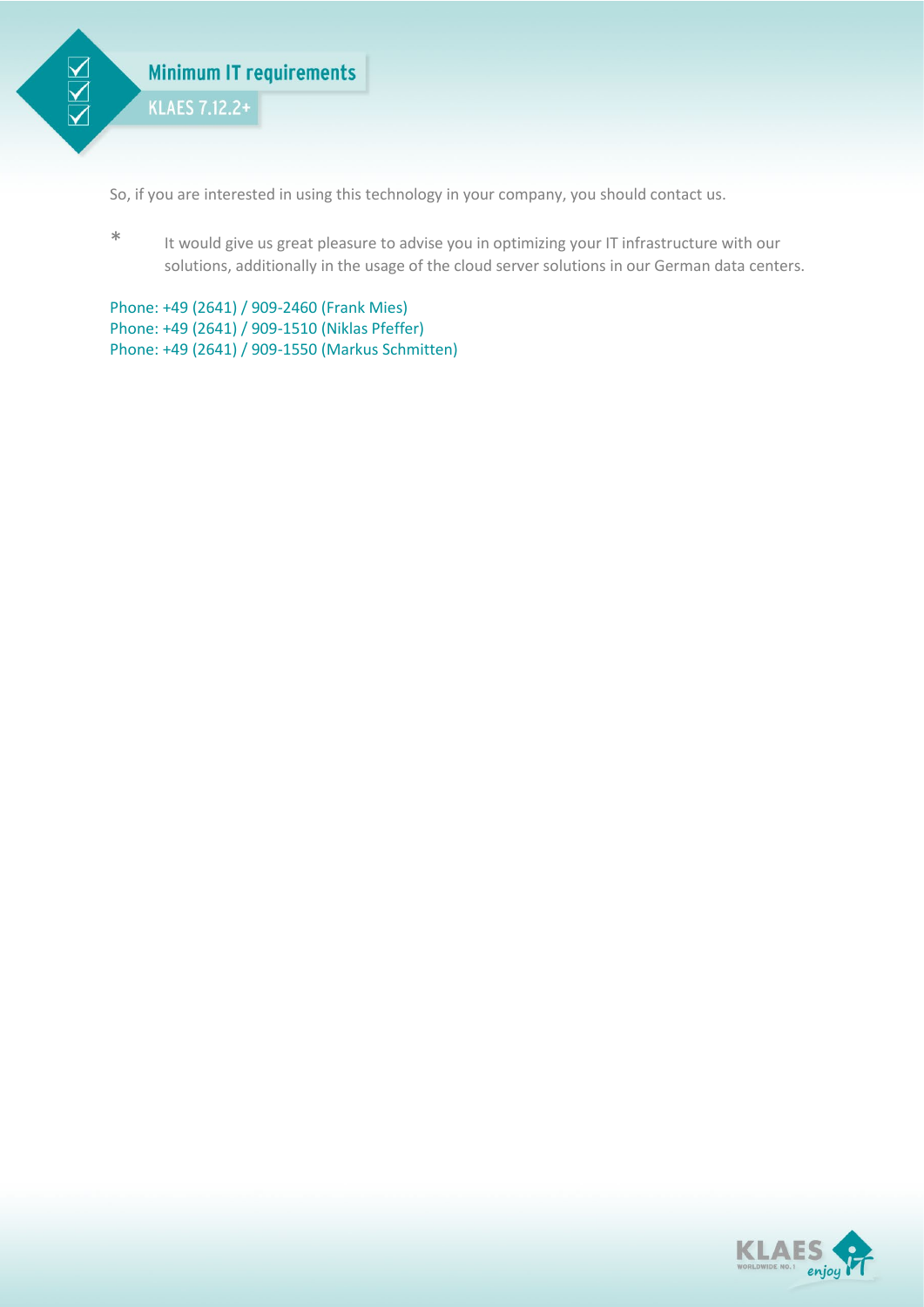So, if you are interested in using this technology in your company, you should contact us.

* It would give us great pleasure to advise you in optimizing your IT infrastructure with our solutions, additionally in the usage of the cloud server solutions in our German data centers.

Phone: +49 (2641) / 909-2460 (Frank Mies)
Phone: +49 (2641) / 909-1510 (Niklas Pfeffer)
Phone: +49 (2641) / 909-1550 (Markus Schmitten)